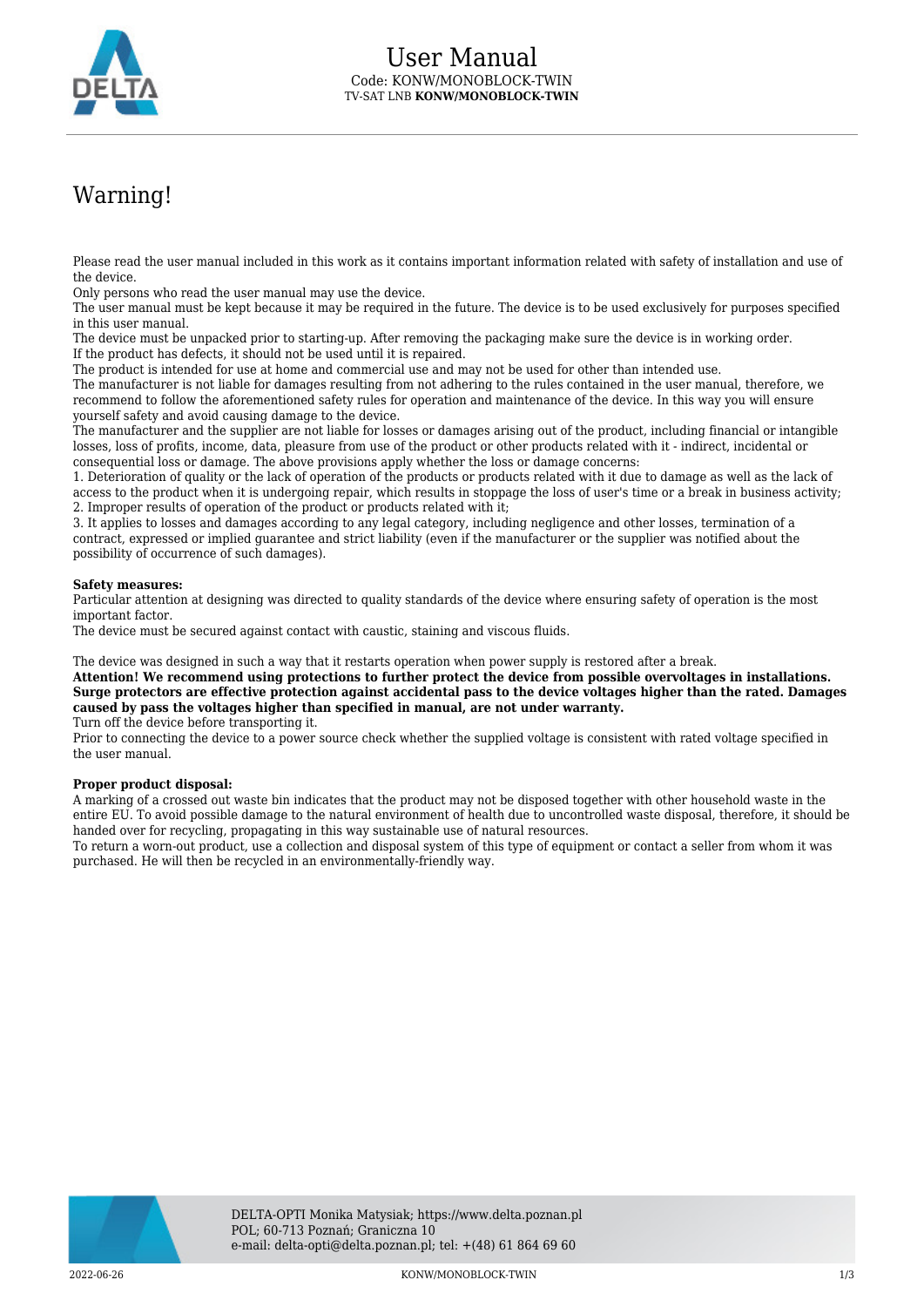# User Manual

Code: KONW/MONOBLOCK-TWIN

TV-SAT LNB **KONW/MONOBLOCK-TWIN**

## Warning!

Please read the user manual included in this work as it contains important information related with safety of installation and use of the device.

Only persons who read the user manual may use the device.

The user manual must be kept because it may be required in the future. The device is to be used exclusively for purposes specified in this user manual.

The device must be unpacked prior to starting-up. After removing the packaging make sure the device is in working order.

If the product has defects, it should not be used until it is repaired.

The product is intended for use at home and commercial use and may not be used for other than intended use.

The manufacturer is not liable for damages resulting from not adhering to the rules contained in the user manual, therefore, we recommend to follow the aforementioned safety rules for operation and maintenance of the device. In this way you will ensure yourself safety and avoid causing damage to the device.

The manufacturer and the supplier are not liable for losses or damages arising out of the product, including financial or intangible losses, loss of profits, income, data, pleasure from use of the product or other products related with it - indirect, incidental or consequential loss or damage. The above provisions apply whether the loss or damage concerns:

1. Deterioration of quality or the lack of operation of the products or products related with it due to damage as well as the lack of access to the product when it is undergoing repair, which results in stoppage the loss of user's time or a break in business activity;
2. Improper results of operation of the product or products related with it;
3. It applies to losses and damages according to any legal category, including negligence and other losses, termination of a contract, expressed or implied guarantee and strict liability (even if the manufacturer or the supplier was notified about the possibility of occurrence of such damages).

**Safety measures:**

Particular attention at designing was directed to quality standards of the device where ensuring safety of operation is the most important factor.

The device must be secured against contact with caustic, staining and viscous fluids.

The device was designed in such a way that it restarts operation when power supply is restored after a break.

**Attention! We recommend using protections to further protect the device from possible overvoltages in installations. Surge protectors are effective protection against accidental pass to the device voltages higher than the rated. Damages caused by pass the voltages higher than specified in manual, are not under warranty.**

Turn off the device before transporting it.

Prior to connecting the device to a power source check whether the supplied voltage is consistent with rated voltage specified in the user manual.

**Proper product disposal:**

A marking of a crossed out waste bin indicates that the product may not be disposed together with other household waste in the entire EU. To avoid possible damage to the natural environment of health due to uncontrolled waste disposal, therefore, it should be handed over for recycling, propagating in this way sustainable use of natural resources.

To return a worn-out product, use a collection and disposal system of this type of equipment or contact a seller from whom it was purchased. He will then be recycled in an environmentally-friendly way.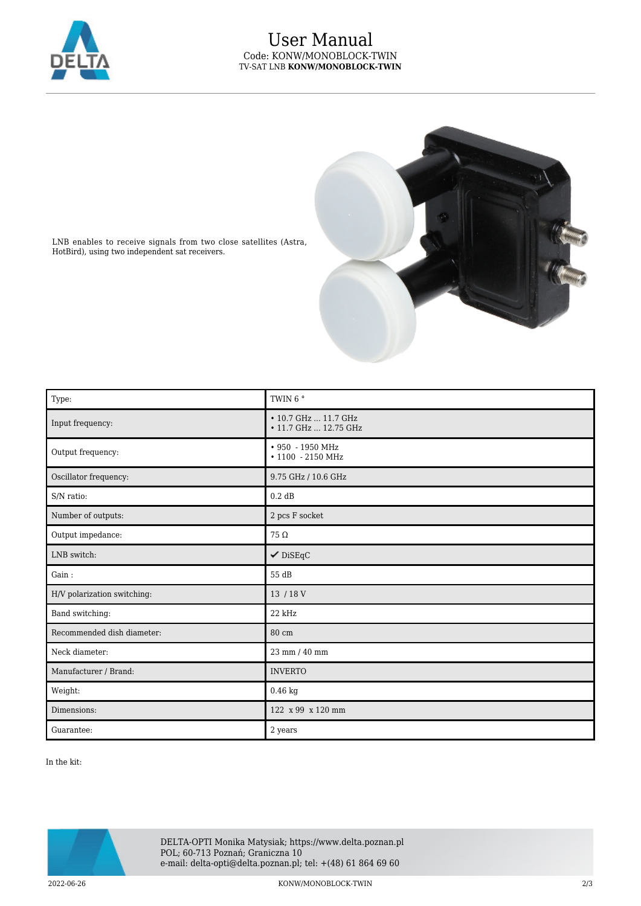LNB enables to receive signals from two close satellites (Astra, HotBird), using two independent sat receivers.

| Type: | TWIN 6 ° |
| --- | --- |
| Input frequency: | • 10.7 GHz ... 11.7 GHz<br>• 11.7 GHz ... 12.75 GHz |
| Output frequency: | • 950 - 1950 MHz<br>• 1100 - 2150 MHz |
| Oscillator frequency: | 9.75 GHz / 10.6 GHz |
| S/N ratio: | 0.2 dB |
| Number of outputs: | 2 pcs F socket |
| Output impedance: | 75 Ω |
| LNB switch: | ✔ DiSEqC |
| Gain : | 55 dB |
| H/V polarization switching: | 13 / 18 V |
| Band switching: | 22 kHz |
| Recommended dish diameter: | 80 cm |
| Neck diameter: | 23 mm / 40 mm |
| Manufacturer / Brand: | INVERTO |
| Weight: | 0.46 kg |
| Dimensions: | 122 x 99 x 120 mm |
| Guarantee: | 2 years |

In the kit: